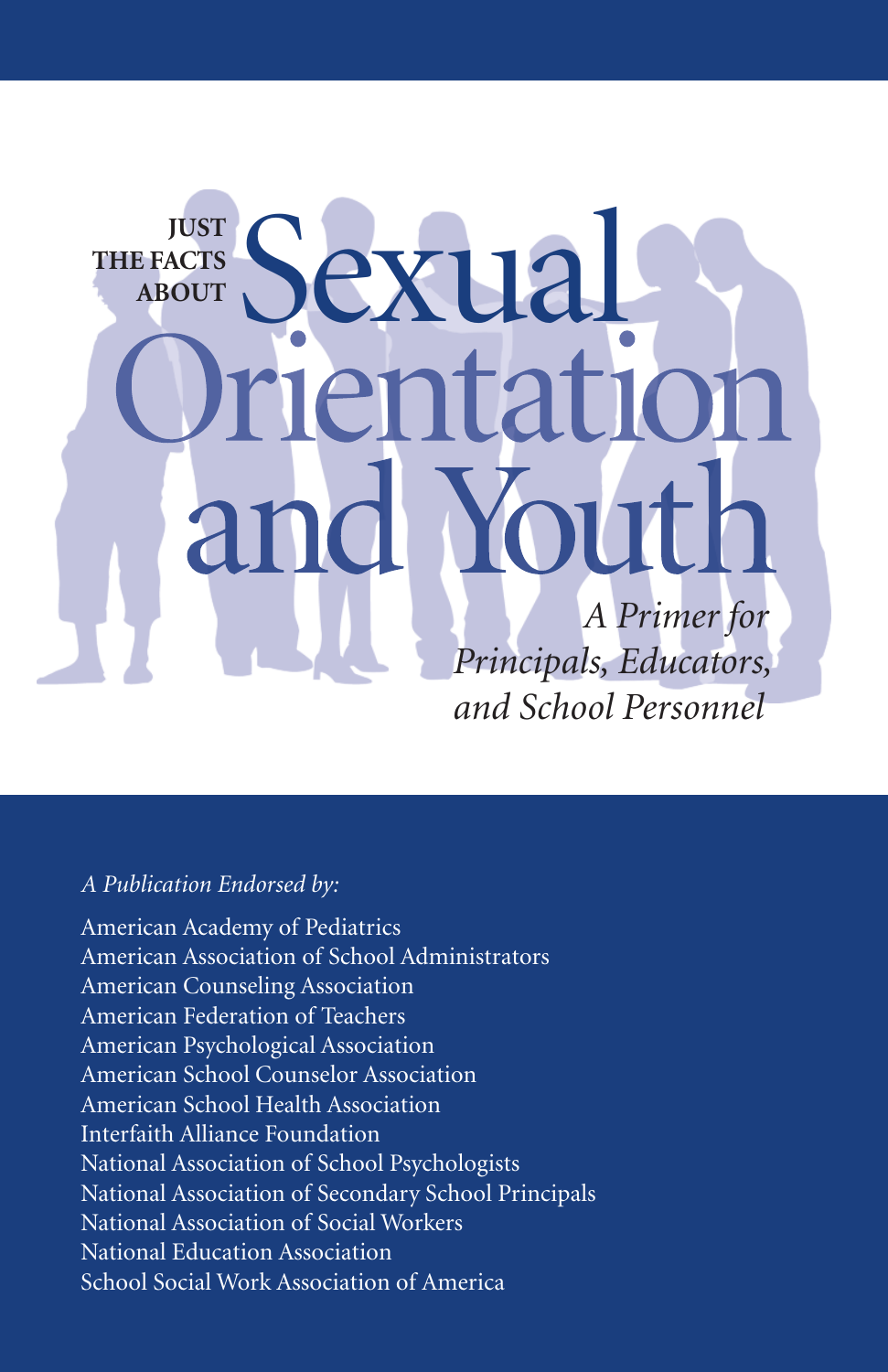JUST THE FACTS ABOUT

# Sexual Orientation and Youth

*A Primer for Principals, Educators, and School Personnel*

*A Publication Endorsed by:*

American Academy of Pediatrics
American Association of School Administrators
American Counseling Association
American Federation of Teachers
American Psychological Association
American School Counselor Association
American School Health Association
Interfaith Alliance Foundation
National Association of School Psychologists
National Association of Secondary School Principals
National Association of Social Workers
National Education Association
School Social Work Association of America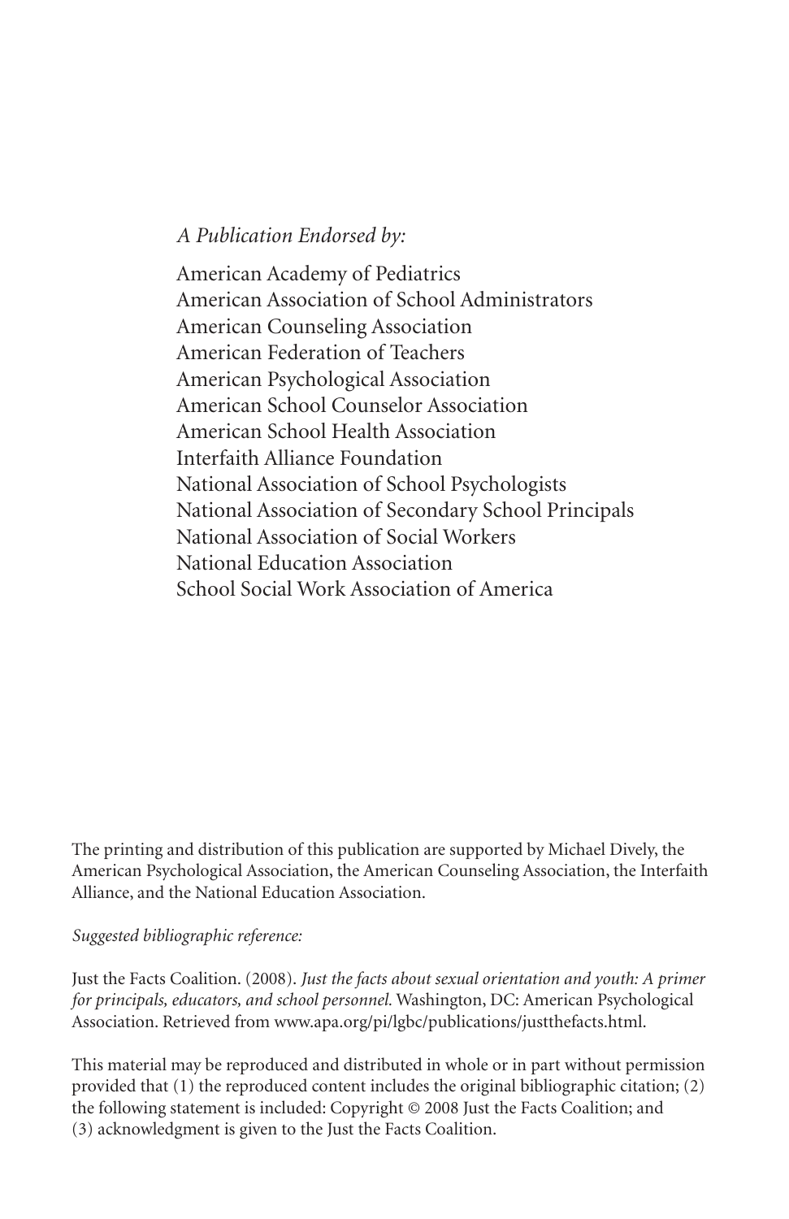*A Publication Endorsed by:*

American Academy of Pediatrics
American Association of School Administrators
American Counseling Association
American Federation of Teachers
American Psychological Association
American School Counselor Association
American School Health Association
Interfaith Alliance Foundation
National Association of School Psychologists
National Association of Secondary School Principals
National Association of Social Workers
National Education Association
School Social Work Association of America

The printing and distribution of this publication are supported by Michael Dively, the American Psychological Association, the American Counseling Association, the Interfaith Alliance, and the National Education Association.

*Suggested bibliographic reference:*

Just the Facts Coalition. (2008). *Just the facts about sexual orientation and youth: A primer for principals, educators, and school personnel.* Washington, DC: American Psychological Association. Retrieved from www.apa.org/pi/lgbc/publications/justthefacts.html.

This material may be reproduced and distributed in whole or in part without permission provided that (1) the reproduced content includes the original bibliographic citation; (2) the following statement is included: Copyright © 2008 Just the Facts Coalition; and (3) acknowledgment is given to the Just the Facts Coalition.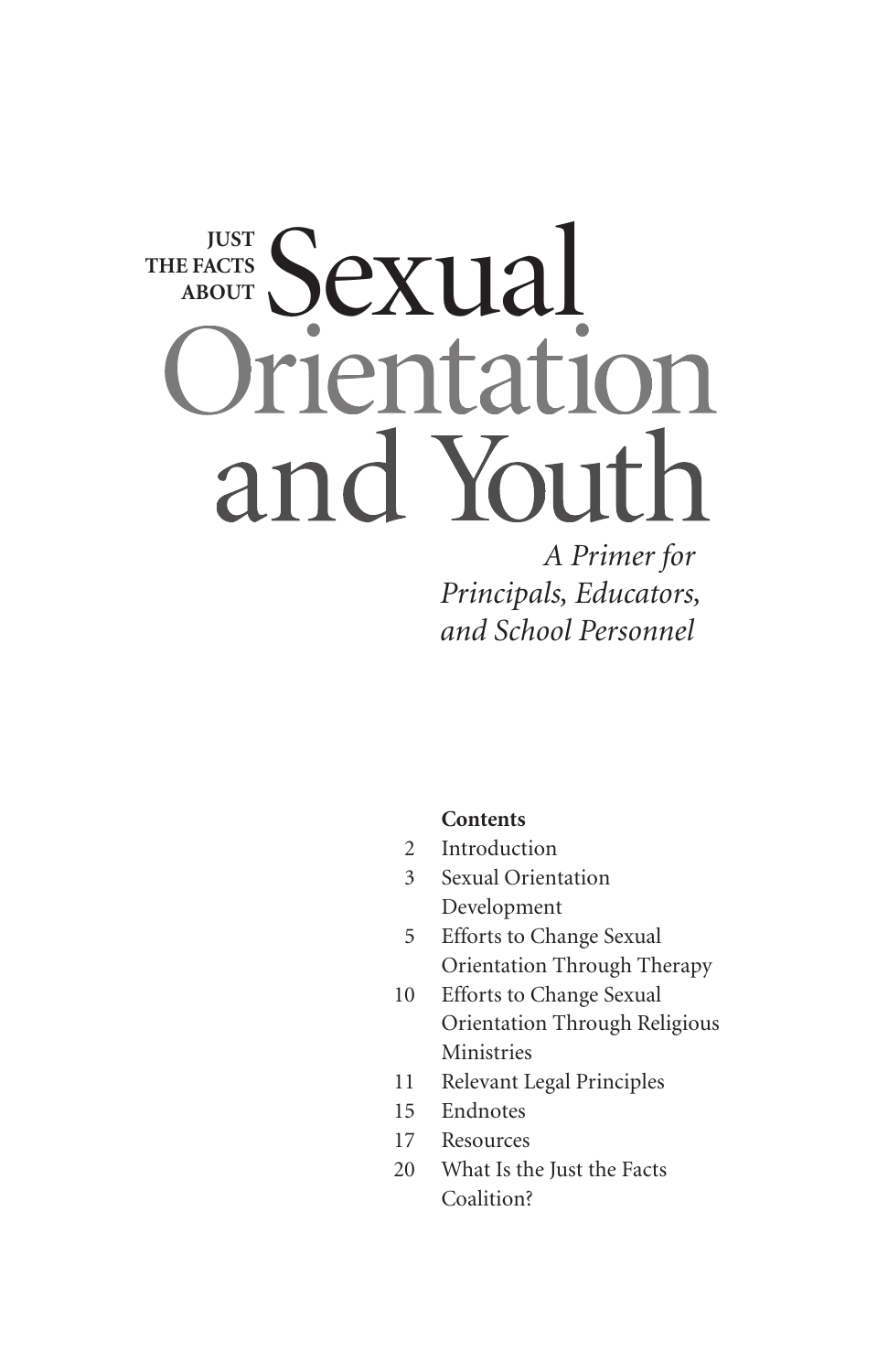# JUST THE FACTS ABOUT Sexual Orientation and Youth

*A Primer for Principals, Educators, and School Personnel*

**Contents**

- 2 Introduction
- 3 Sexual Orientation Development
- 5 Efforts to Change Sexual Orientation Through Therapy
- 10 Efforts to Change Sexual Orientation Through Religious Ministries
- 11 Relevant Legal Principles
- 15 Endnotes
- 17 Resources
- 20 What Is the Just the Facts Coalition?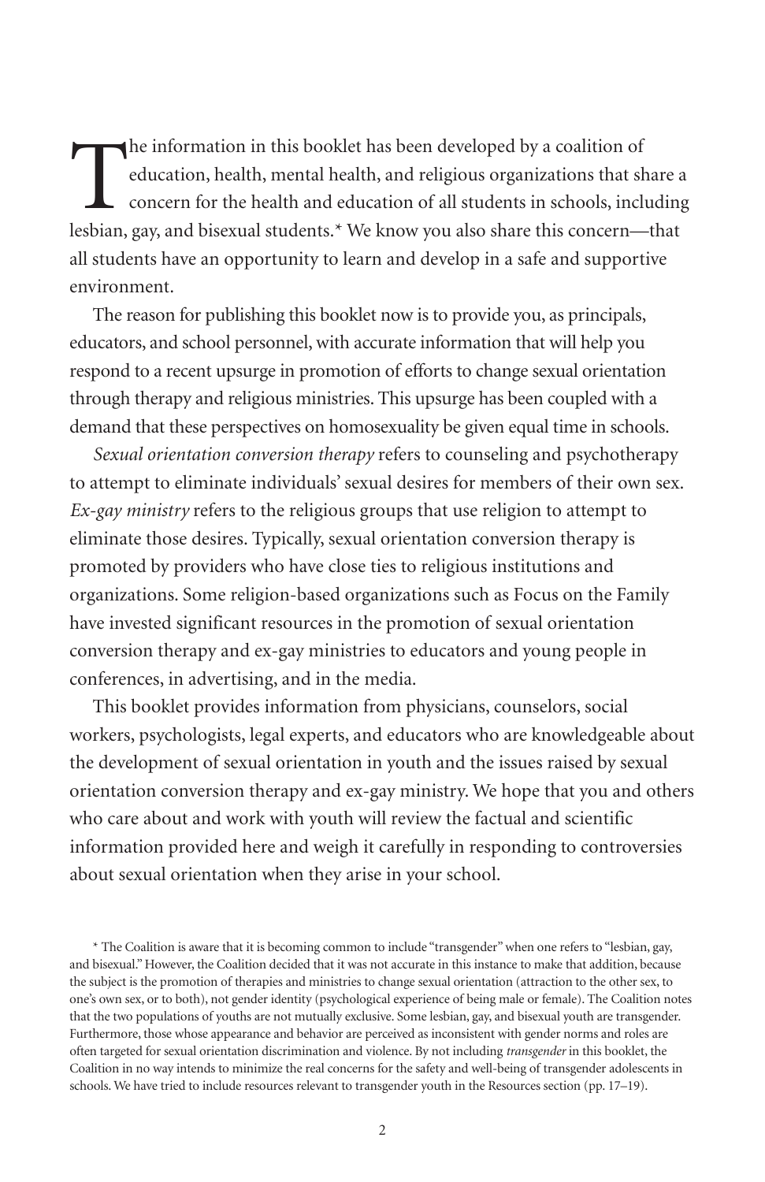The information in this booklet has been developed by a coalition of education, health, mental health, and religious organizations that share a concern for the health and education of all students in schools, including lesbian, gay, and bisexual students.* We know you also share this concern—that all students have an opportunity to learn and develop in a safe and supportive environment.

The reason for publishing this booklet now is to provide you, as principals, educators, and school personnel, with accurate information that will help you respond to a recent upsurge in promotion of efforts to change sexual orientation through therapy and religious ministries. This upsurge has been coupled with a demand that these perspectives on homosexuality be given equal time in schools.

*Sexual orientation conversion therapy* refers to counseling and psychotherapy to attempt to eliminate individuals' sexual desires for members of their own sex. *Ex-gay ministry* refers to the religious groups that use religion to attempt to eliminate those desires. Typically, sexual orientation conversion therapy is promoted by providers who have close ties to religious institutions and organizations. Some religion-based organizations such as Focus on the Family have invested significant resources in the promotion of sexual orientation conversion therapy and ex-gay ministries to educators and young people in conferences, in advertising, and in the media.

This booklet provides information from physicians, counselors, social workers, psychologists, legal experts, and educators who are knowledgeable about the development of sexual orientation in youth and the issues raised by sexual orientation conversion therapy and ex-gay ministry. We hope that you and others who care about and work with youth will review the factual and scientific information provided here and weigh it carefully in responding to controversies about sexual orientation when they arise in your school.

* The Coalition is aware that it is becoming common to include "transgender" when one refers to "lesbian, gay, and bisexual." However, the Coalition decided that it was not accurate in this instance to make that addition, because the subject is the promotion of therapies and ministries to change sexual orientation (attraction to the other sex, to one's own sex, or to both), not gender identity (psychological experience of being male or female). The Coalition notes that the two populations of youths are not mutually exclusive. Some lesbian, gay, and bisexual youth are transgender. Furthermore, those whose appearance and behavior are perceived as inconsistent with gender norms and roles are often targeted for sexual orientation discrimination and violence. By not including *transgender* in this booklet, the Coalition in no way intends to minimize the real concerns for the safety and well-being of transgender adolescents in schools. We have tried to include resources relevant to transgender youth in the Resources section (pp. 17–19).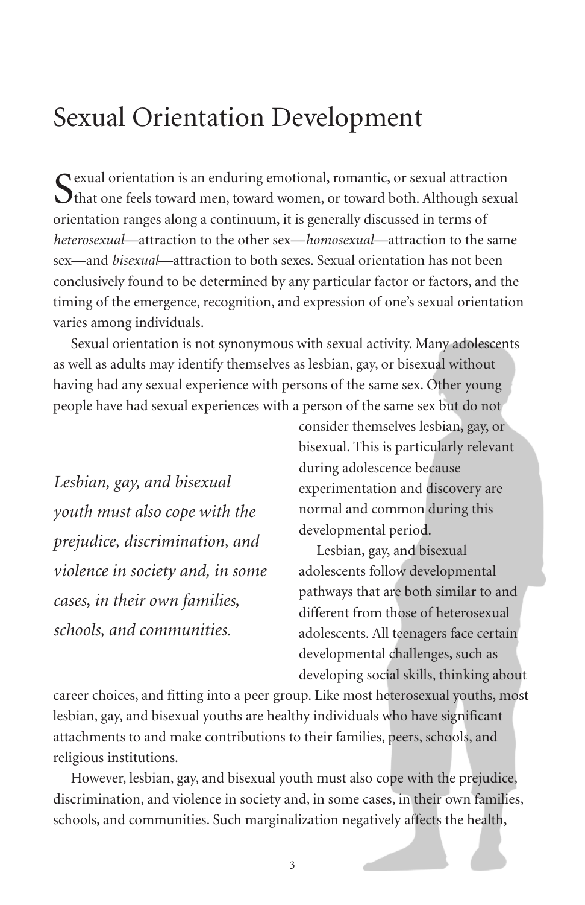# Sexual Orientation Development

Sexual orientation is an enduring emotional, romantic, or sexual attraction that one feels toward men, toward women, or toward both. Although sexual orientation ranges along a continuum, it is generally discussed in terms of *heterosexual*—attraction to the other sex—*homosexual*—attraction to the same sex—and *bisexual*—attraction to both sexes. Sexual orientation has not been conclusively found to be determined by any particular factor or factors, and the timing of the emergence, recognition, and expression of one's sexual orientation varies among individuals.

Sexual orientation is not synonymous with sexual activity. Many adolescents as well as adults may identify themselves as lesbian, gay, or bisexual without having had any sexual experience with persons of the same sex. Other young people have had sexual experiences with a person of the same sex but do not consider themselves lesbian, gay, or bisexual. This is particularly relevant during adolescence because experimentation and discovery are normal and common during this developmental period.

*Lesbian, gay, and bisexual youth must also cope with the prejudice, discrimination, and violence in society and, in some cases, in their own families, schools, and communities.*

Lesbian, gay, and bisexual adolescents follow developmental pathways that are both similar to and different from those of heterosexual adolescents. All teenagers face certain developmental challenges, such as developing social skills, thinking about career choices, and fitting into a peer group. Like most heterosexual youths, most lesbian, gay, and bisexual youths are healthy individuals who have significant attachments to and make contributions to their families, peers, schools, and religious institutions.

However, lesbian, gay, and bisexual youth must also cope with the prejudice, discrimination, and violence in society and, in some cases, in their own families, schools, and communities. Such marginalization negatively affects the health,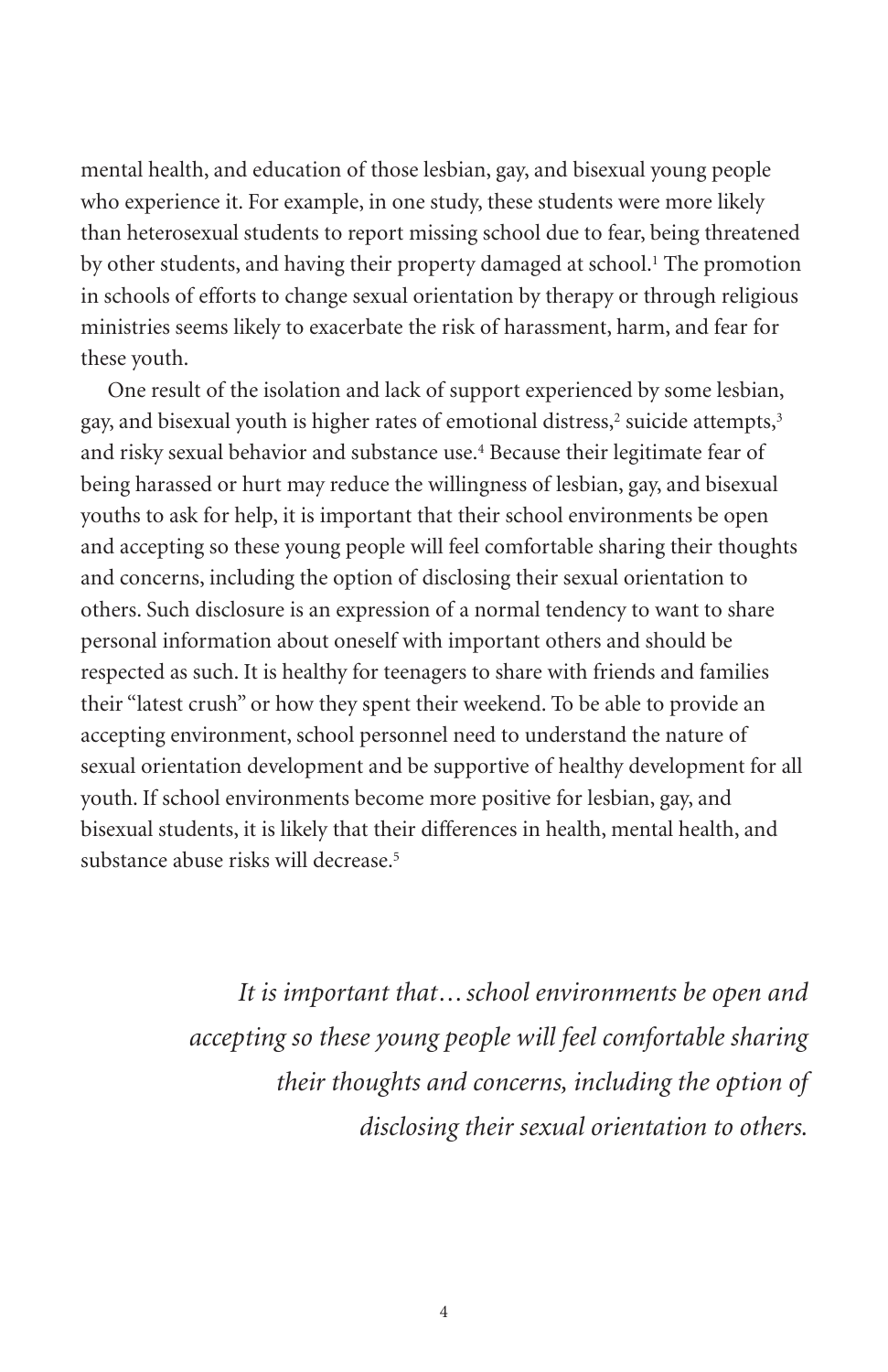mental health, and education of those lesbian, gay, and bisexual young people who experience it. For example, in one study, these students were more likely than heterosexual students to report missing school due to fear, being threatened by other students, and having their property damaged at school.[1] The promotion in schools of efforts to change sexual orientation by therapy or through religious ministries seems likely to exacerbate the risk of harassment, harm, and fear for these youth.

One result of the isolation and lack of support experienced by some lesbian, gay, and bisexual youth is higher rates of emotional distress,[2] suicide attempts,[3] and risky sexual behavior and substance use.[4] Because their legitimate fear of being harassed or hurt may reduce the willingness of lesbian, gay, and bisexual youths to ask for help, it is important that their school environments be open and accepting so these young people will feel comfortable sharing their thoughts and concerns, including the option of disclosing their sexual orientation to others. Such disclosure is an expression of a normal tendency to want to share personal information about oneself with important others and should be respected as such. It is healthy for teenagers to share with friends and families their "latest crush" or how they spent their weekend. To be able to provide an accepting environment, school personnel need to understand the nature of sexual orientation development and be supportive of healthy development for all youth. If school environments become more positive for lesbian, gay, and bisexual students, it is likely that their differences in health, mental health, and substance abuse risks will decrease.[5]

*It is important that…school environments be open and accepting so these young people will feel comfortable sharing their thoughts and concerns, including the option of disclosing their sexual orientation to others.*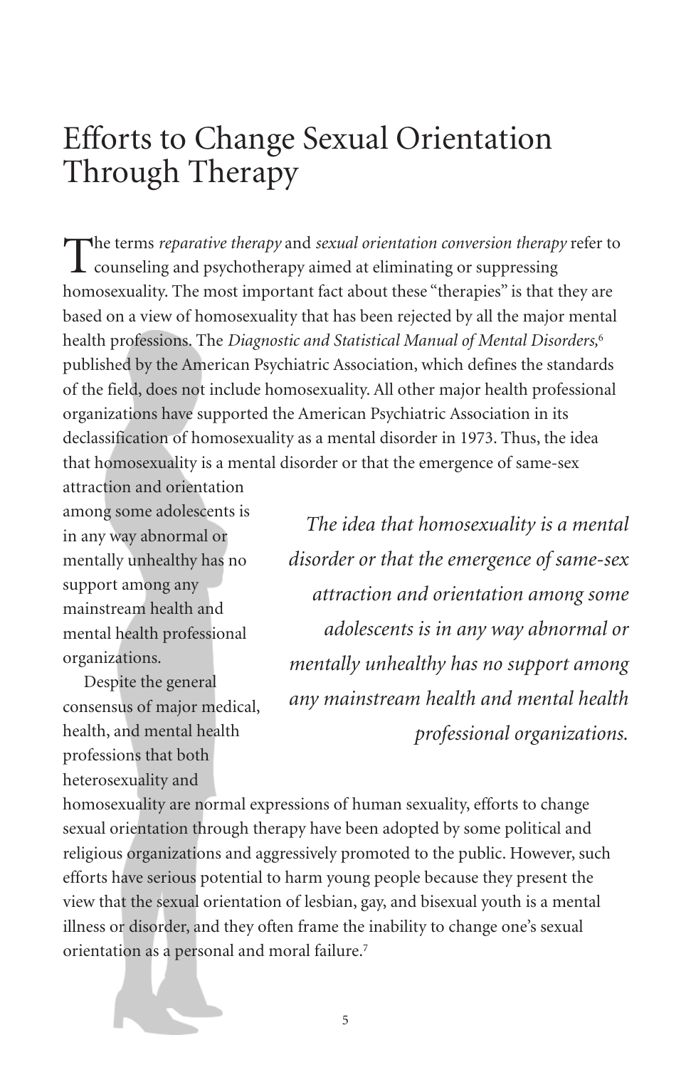# Efforts to Change Sexual Orientation Through Therapy

The terms *reparative therapy* and *sexual orientation conversion therapy* refer to counseling and psychotherapy aimed at eliminating or suppressing homosexuality. The most important fact about these "therapies" is that they are based on a view of homosexuality that has been rejected by all the major mental health professions. The *Diagnostic and Statistical Manual of Mental Disorders,*[6] published by the American Psychiatric Association, which defines the standards of the field, does not include homosexuality. All other major health professional organizations have supported the American Psychiatric Association in its declassification of homosexuality as a mental disorder in 1973. Thus, the idea that homosexuality is a mental disorder or that the emergence of same-sex attraction and orientation among some adolescents is in any way abnormal or mentally unhealthy has no support among any mainstream health and mental health professional organizations.

*The idea that homosexuality is a mental disorder or that the emergence of same-sex attraction and orientation among some adolescents is in any way abnormal or mentally unhealthy has no support among any mainstream health and mental health professional organizations.*

Despite the general consensus of major medical, health, and mental health professions that both heterosexuality and homosexuality are normal expressions of human sexuality, efforts to change sexual orientation through therapy have been adopted by some political and religious organizations and aggressively promoted to the public. However, such efforts have serious potential to harm young people because they present the view that the sexual orientation of lesbian, gay, and bisexual youth is a mental illness or disorder, and they often frame the inability to change one's sexual orientation as a personal and moral failure.[7]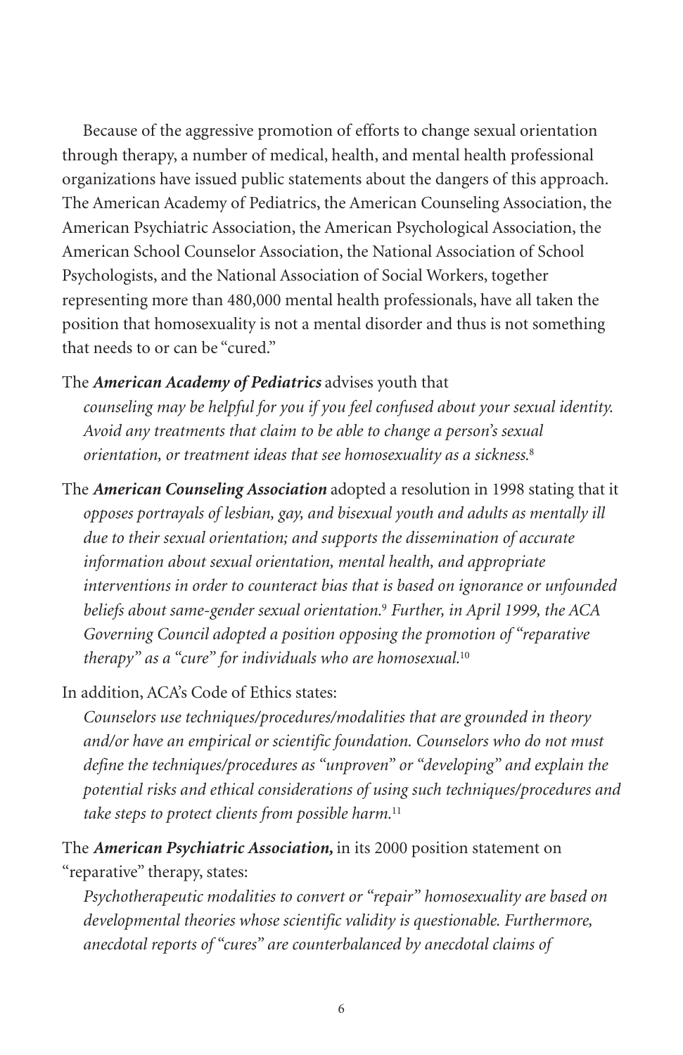Because of the aggressive promotion of efforts to change sexual orientation through therapy, a number of medical, health, and mental health professional organizations have issued public statements about the dangers of this approach. The American Academy of Pediatrics, the American Counseling Association, the American Psychiatric Association, the American Psychological Association, the American School Counselor Association, the National Association of School Psychologists, and the National Association of Social Workers, together representing more than 480,000 mental health professionals, have all taken the position that homosexuality is not a mental disorder and thus is not something that needs to or can be "cured."

The ***American Academy of Pediatrics*** advises youth that

> *counseling may be helpful for you if you feel confused about your sexual identity. Avoid any treatments that claim to be able to change a person's sexual orientation, or treatment ideas that see homosexuality as a sickness.*[8]

The ***American Counseling Association*** adopted a resolution in 1998 stating that it

> *opposes portrayals of lesbian, gay, and bisexual youth and adults as mentally ill due to their sexual orientation; and supports the dissemination of accurate information about sexual orientation, mental health, and appropriate interventions in order to counteract bias that is based on ignorance or unfounded beliefs about same-gender sexual orientation.*[9] *Further, in April 1999, the ACA Governing Council adopted a position opposing the promotion of "reparative therapy" as a "cure" for individuals who are homosexual.*[10]

In addition, ACA's Code of Ethics states:

> *Counselors use techniques/procedures/modalities that are grounded in theory and/or have an empirical or scientific foundation. Counselors who do not must define the techniques/procedures as "unproven" or "developing" and explain the potential risks and ethical considerations of using such techniques/procedures and take steps to protect clients from possible harm.*[11]

The ***American Psychiatric Association,*** in its 2000 position statement on "reparative" therapy, states:

> *Psychotherapeutic modalities to convert or "repair" homosexuality are based on developmental theories whose scientific validity is questionable. Furthermore, anecdotal reports of "cures" are counterbalanced by anecdotal claims of*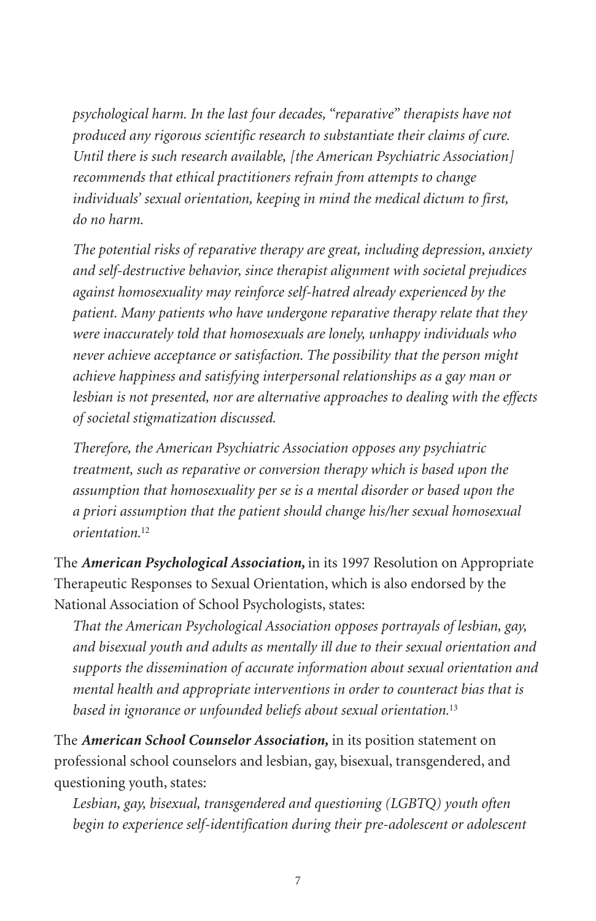*psychological harm. In the last four decades, "reparative" therapists have not produced any rigorous scientific research to substantiate their claims of cure. Until there is such research available, [the American Psychiatric Association] recommends that ethical practitioners refrain from attempts to change individuals' sexual orientation, keeping in mind the medical dictum to first, do no harm.*

*The potential risks of reparative therapy are great, including depression, anxiety and self-destructive behavior, since therapist alignment with societal prejudices against homosexuality may reinforce self-hatred already experienced by the patient. Many patients who have undergone reparative therapy relate that they were inaccurately told that homosexuals are lonely, unhappy individuals who never achieve acceptance or satisfaction. The possibility that the person might achieve happiness and satisfying interpersonal relationships as a gay man or lesbian is not presented, nor are alternative approaches to dealing with the effects of societal stigmatization discussed.*

*Therefore, the American Psychiatric Association opposes any psychiatric treatment, such as reparative or conversion therapy which is based upon the assumption that homosexuality per se is a mental disorder or based upon the a priori assumption that the patient should change his/her sexual homosexual orientation.*[12]

The ***American Psychological Association,*** in its 1997 Resolution on Appropriate Therapeutic Responses to Sexual Orientation, which is also endorsed by the National Association of School Psychologists, states:

*That the American Psychological Association opposes portrayals of lesbian, gay, and bisexual youth and adults as mentally ill due to their sexual orientation and supports the dissemination of accurate information about sexual orientation and mental health and appropriate interventions in order to counteract bias that is based in ignorance or unfounded beliefs about sexual orientation.*[13]

The ***American School Counselor Association,*** in its position statement on professional school counselors and lesbian, gay, bisexual, transgendered, and questioning youth, states:

*Lesbian, gay, bisexual, transgendered and questioning (LGBTQ) youth often begin to experience self-identification during their pre-adolescent or adolescent*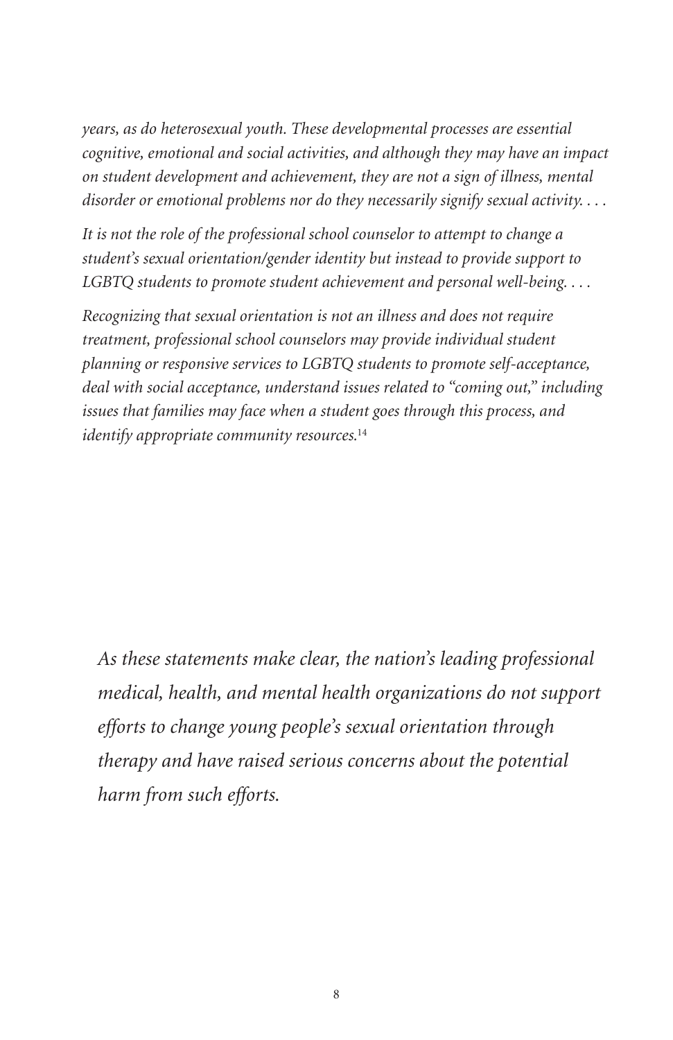*years, as do heterosexual youth. These developmental processes are essential cognitive, emotional and social activities, and although they may have an impact on student development and achievement, they are not a sign of illness, mental disorder or emotional problems nor do they necessarily signify sexual activity. . . .*

*It is not the role of the professional school counselor to attempt to change a student's sexual orientation/gender identity but instead to provide support to LGBTQ students to promote student achievement and personal well-being. . . .*

*Recognizing that sexual orientation is not an illness and does not require treatment, professional school counselors may provide individual student planning or responsive services to LGBTQ students to promote self-acceptance, deal with social acceptance, understand issues related to "coming out," including issues that families may face when a student goes through this process, and identify appropriate community resources.*[14]

*As these statements make clear, the nation's leading professional medical, health, and mental health organizations do not support efforts to change young people's sexual orientation through therapy and have raised serious concerns about the potential harm from such efforts.*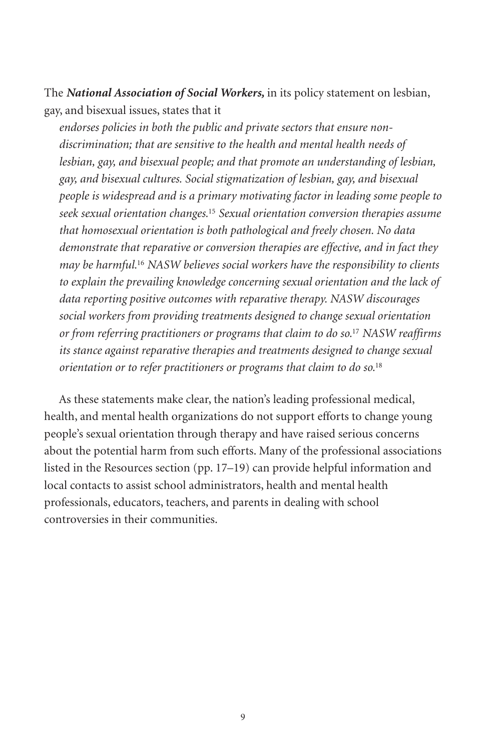The ***National Association of Social Workers,*** in its policy statement on lesbian, gay, and bisexual issues, states that it

> *endorses policies in both the public and private sectors that ensure non-discrimination; that are sensitive to the health and mental health needs of lesbian, gay, and bisexual people; and that promote an understanding of lesbian, gay, and bisexual cultures. Social stigmatization of lesbian, gay, and bisexual people is widespread and is a primary motivating factor in leading some people to seek sexual orientation changes.*[15] *Sexual orientation conversion therapies assume that homosexual orientation is both pathological and freely chosen. No data demonstrate that reparative or conversion therapies are effective, and in fact they may be harmful.*[16] *NASW believes social workers have the responsibility to clients to explain the prevailing knowledge concerning sexual orientation and the lack of data reporting positive outcomes with reparative therapy. NASW discourages social workers from providing treatments designed to change sexual orientation or from referring practitioners or programs that claim to do so.*[17] *NASW reaffirms its stance against reparative therapies and treatments designed to change sexual orientation or to refer practitioners or programs that claim to do so.*[18]

As these statements make clear, the nation's leading professional medical, health, and mental health organizations do not support efforts to change young people's sexual orientation through therapy and have raised serious concerns about the potential harm from such efforts. Many of the professional associations listed in the Resources section (pp. 17–19) can provide helpful information and local contacts to assist school administrators, health and mental health professionals, educators, teachers, and parents in dealing with school controversies in their communities.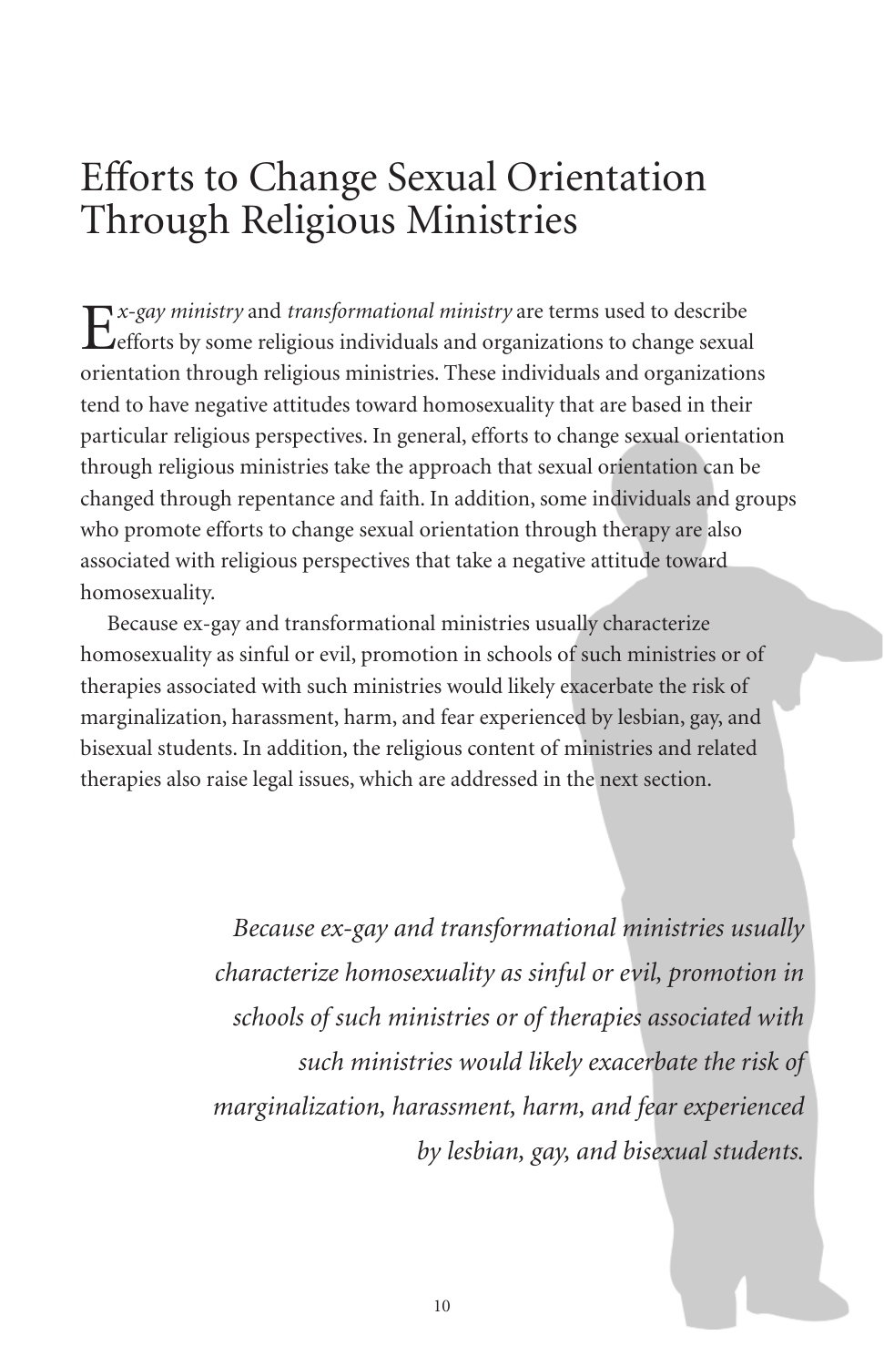# Efforts to Change Sexual Orientation Through Religious Ministries

*Ex-gay ministry* and *transformational ministry* are terms used to describe efforts by some religious individuals and organizations to change sexual orientation through religious ministries. These individuals and organizations tend to have negative attitudes toward homosexuality that are based in their particular religious perspectives. In general, efforts to change sexual orientation through religious ministries take the approach that sexual orientation can be changed through repentance and faith. In addition, some individuals and groups who promote efforts to change sexual orientation through therapy are also associated with religious perspectives that take a negative attitude toward homosexuality.

Because ex-gay and transformational ministries usually characterize homosexuality as sinful or evil, promotion in schools of such ministries or of therapies associated with such ministries would likely exacerbate the risk of marginalization, harassment, harm, and fear experienced by lesbian, gay, and bisexual students. In addition, the religious content of ministries and related therapies also raise legal issues, which are addressed in the next section.

*Because ex-gay and transformational ministries usually characterize homosexuality as sinful or evil, promotion in schools of such ministries or of therapies associated with such ministries would likely exacerbate the risk of marginalization, harassment, harm, and fear experienced by lesbian, gay, and bisexual students.*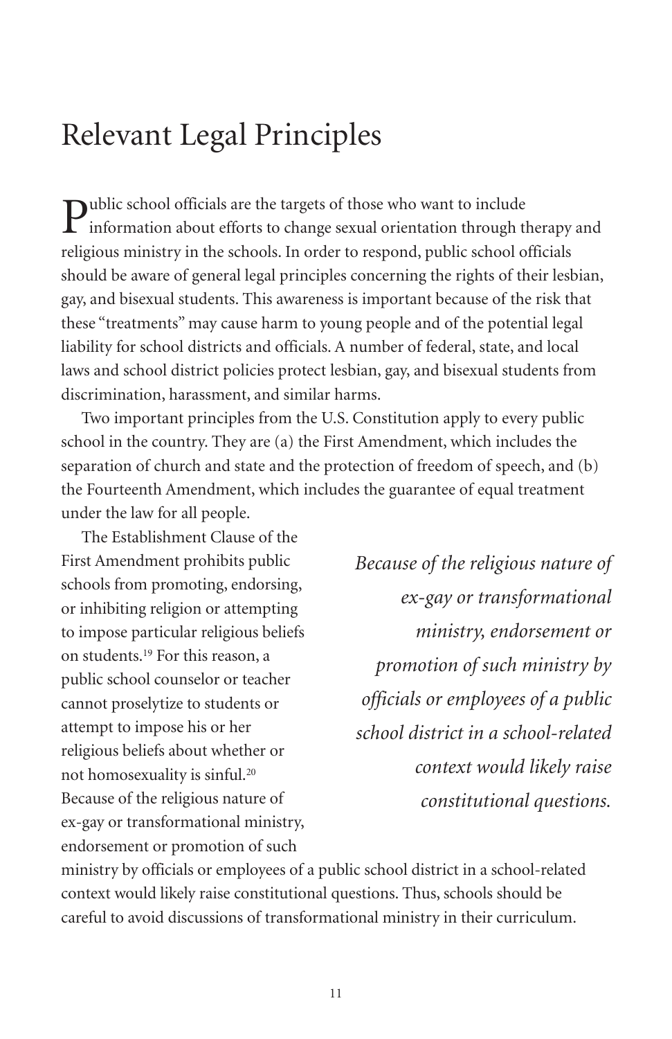# Relevant Legal Principles

Public school officials are the targets of those who want to include information about efforts to change sexual orientation through therapy and religious ministry in the schools. In order to respond, public school officials should be aware of general legal principles concerning the rights of their lesbian, gay, and bisexual students. This awareness is important because of the risk that these "treatments" may cause harm to young people and of the potential legal liability for school districts and officials. A number of federal, state, and local laws and school district policies protect lesbian, gay, and bisexual students from discrimination, harassment, and similar harms.

Two important principles from the U.S. Constitution apply to every public school in the country. They are (a) the First Amendment, which includes the separation of church and state and the protection of freedom of speech, and (b) the Fourteenth Amendment, which includes the guarantee of equal treatment under the law for all people.

The Establishment Clause of the First Amendment prohibits public schools from promoting, endorsing, or inhibiting religion or attempting to impose particular religious beliefs on students.[19] For this reason, a public school counselor or teacher cannot proselytize to students or attempt to impose his or her religious beliefs about whether or not homosexuality is sinful.[20] Because of the religious nature of ex-gay or transformational ministry, endorsement or promotion of such ministry by officials or employees of a public school district in a school-related context would likely raise constitutional questions. Thus, schools should be careful to avoid discussions of transformational ministry in their curriculum.

*Because of the religious nature of ex-gay or transformational ministry, endorsement or promotion of such ministry by officials or employees of a public school district in a school-related context would likely raise constitutional questions.*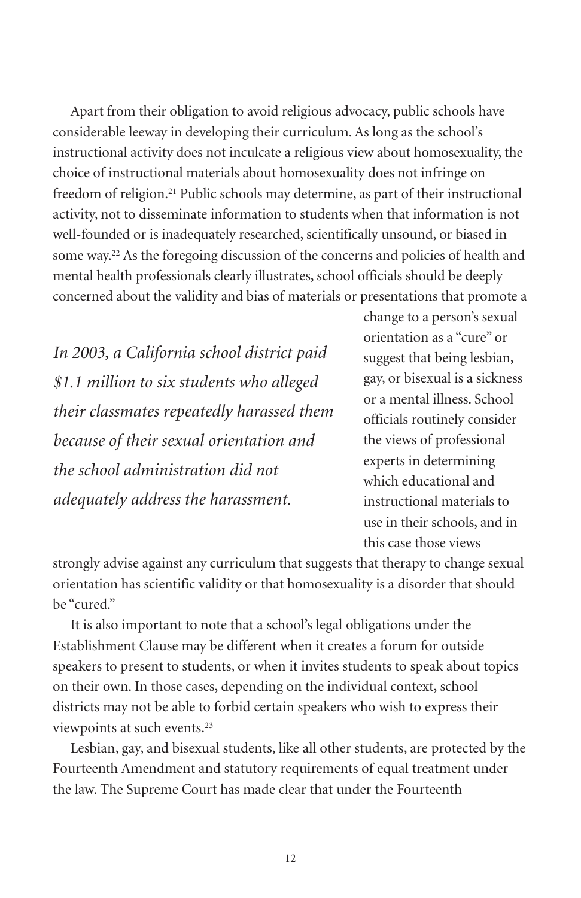Apart from their obligation to avoid religious advocacy, public schools have considerable leeway in developing their curriculum. As long as the school's instructional activity does not inculcate a religious view about homosexuality, the choice of instructional materials about homosexuality does not infringe on freedom of religion.[21] Public schools may determine, as part of their instructional activity, not to disseminate information to students when that information is not well-founded or is inadequately researched, scientifically unsound, or biased in some way.[22] As the foregoing discussion of the concerns and policies of health and mental health professionals clearly illustrates, school officials should be deeply concerned about the validity and bias of materials or presentations that promote a change to a person's sexual orientation as a "cure" or suggest that being lesbian, gay, or bisexual is a sickness or a mental illness. School officials routinely consider the views of professional experts in determining which educational and instructional materials to use in their schools, and in this case those views strongly advise against any curriculum that suggests that therapy to change sexual orientation has scientific validity or that homosexuality is a disorder that should be "cured."

*In 2003, a California school district paid $1.1 million to six students who alleged their classmates repeatedly harassed them because of their sexual orientation and the school administration did not adequately address the harassment.*

It is also important to note that a school's legal obligations under the Establishment Clause may be different when it creates a forum for outside speakers to present to students, or when it invites students to speak about topics on their own. In those cases, depending on the individual context, school districts may not be able to forbid certain speakers who wish to express their viewpoints at such events.[23]

Lesbian, gay, and bisexual students, like all other students, are protected by the Fourteenth Amendment and statutory requirements of equal treatment under the law. The Supreme Court has made clear that under the Fourteenth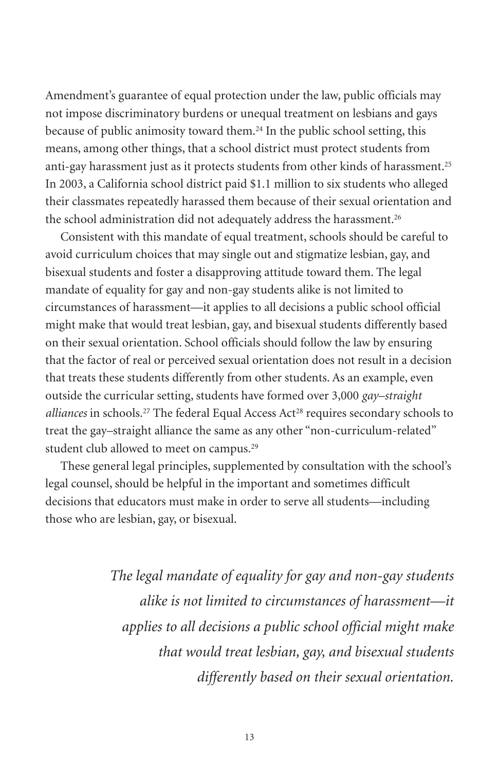Amendment's guarantee of equal protection under the law, public officials may not impose discriminatory burdens or unequal treatment on lesbians and gays because of public animosity toward them.[24] In the public school setting, this means, among other things, that a school district must protect students from anti-gay harassment just as it protects students from other kinds of harassment.[25] In 2003, a California school district paid $1.1 million to six students who alleged their classmates repeatedly harassed them because of their sexual orientation and the school administration did not adequately address the harassment.[26]

Consistent with this mandate of equal treatment, schools should be careful to avoid curriculum choices that may single out and stigmatize lesbian, gay, and bisexual students and foster a disapproving attitude toward them. The legal mandate of equality for gay and non-gay students alike is not limited to circumstances of harassment—it applies to all decisions a public school official might make that would treat lesbian, gay, and bisexual students differently based on their sexual orientation. School officials should follow the law by ensuring that the factor of real or perceived sexual orientation does not result in a decision that treats these students differently from other students. As an example, even outside the curricular setting, students have formed over 3,000 *gay–straight alliances* in schools.[27] The federal Equal Access Act[28] requires secondary schools to treat the gay–straight alliance the same as any other "non-curriculum-related" student club allowed to meet on campus.[29]

These general legal principles, supplemented by consultation with the school's legal counsel, should be helpful in the important and sometimes difficult decisions that educators must make in order to serve all students—including those who are lesbian, gay, or bisexual.

> *The legal mandate of equality for gay and non-gay students alike is not limited to circumstances of harassment—it applies to all decisions a public school official might make that would treat lesbian, gay, and bisexual students differently based on their sexual orientation.*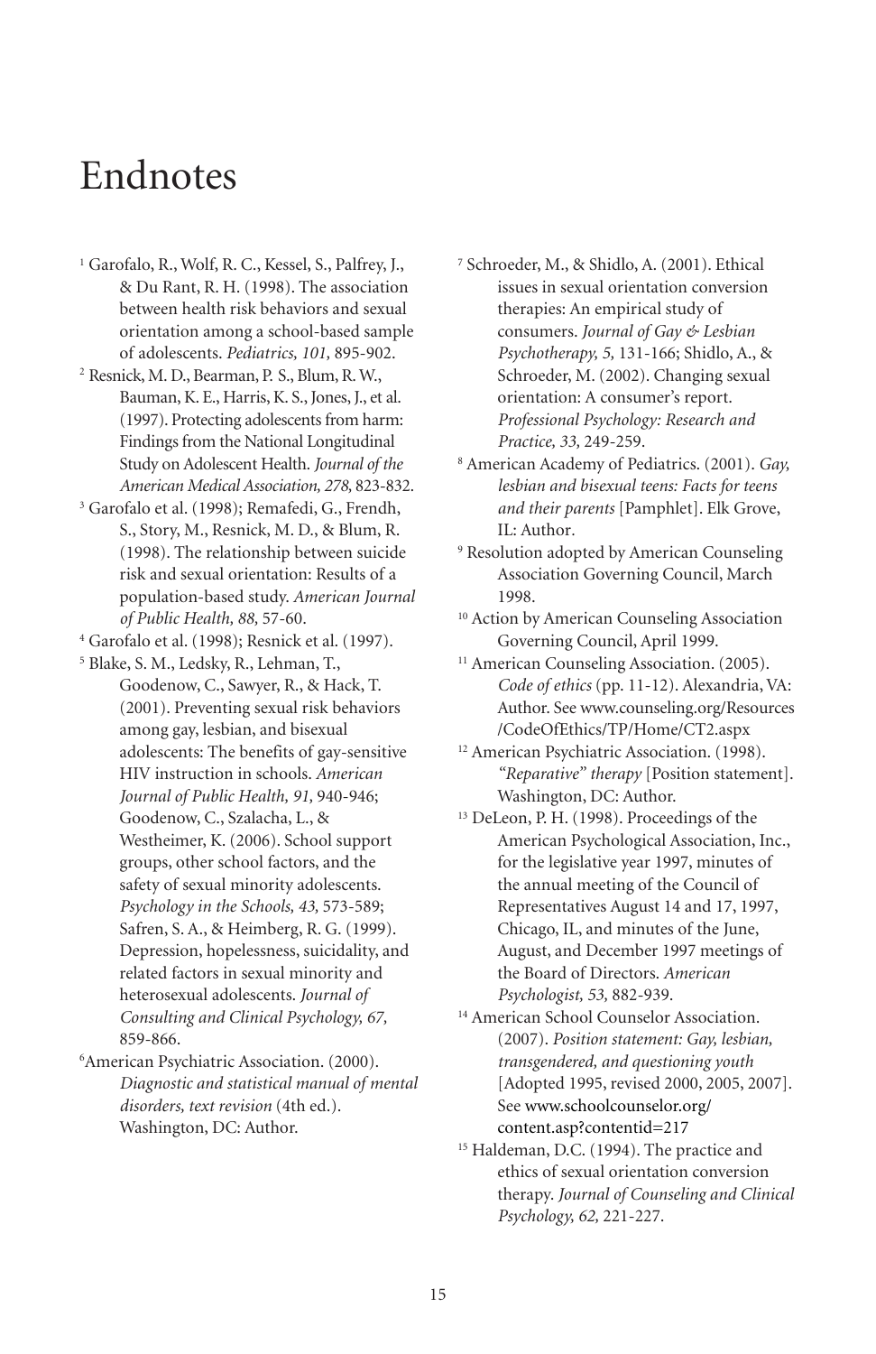# Endnotes

[1] Garofalo, R., Wolf, R. C., Kessel, S., Palfrey, J., & Du Rant, R. H. (1998). The association between health risk behaviors and sexual orientation among a school-based sample of adolescents. *Pediatrics, 101,* 895-902.

[2] Resnick, M. D., Bearman, P. S., Blum, R. W., Bauman, K. E., Harris, K. S., Jones, J., et al. (1997). Protecting adolescents from harm: Findings from the National Longitudinal Study on Adolescent Health. *Journal of the American Medical Association, 278,* 823-832.

[3] Garofalo et al. (1998); Remafedi, G., Frendh, S., Story, M., Resnick, M. D., & Blum, R. (1998). The relationship between suicide risk and sexual orientation: Results of a population-based study. *American Journal of Public Health, 88,* 57-60.

[4] Garofalo et al. (1998); Resnick et al. (1997).

[5] Blake, S. M., Ledsky, R., Lehman, T., Goodenow, C., Sawyer, R., & Hack, T. (2001). Preventing sexual risk behaviors among gay, lesbian, and bisexual adolescents: The benefits of gay-sensitive HIV instruction in schools. *American Journal of Public Health, 91,* 940-946; Goodenow, C., Szalacha, L., & Westheimer, K. (2006). School support groups, other school factors, and the safety of sexual minority adolescents. *Psychology in the Schools, 43,* 573-589; Safren, S. A., & Heimberg, R. G. (1999). Depression, hopelessness, suicidality, and related factors in sexual minority and heterosexual adolescents. *Journal of Consulting and Clinical Psychology, 67,* 859-866.

[6] American Psychiatric Association. (2000). *Diagnostic and statistical manual of mental disorders, text revision* (4th ed.). Washington, DC: Author.

[7] Schroeder, M., & Shidlo, A. (2001). Ethical issues in sexual orientation conversion therapies: An empirical study of consumers. *Journal of Gay & Lesbian Psychotherapy, 5,* 131-166; Shidlo, A., & Schroeder, M. (2002). Changing sexual orientation: A consumer's report. *Professional Psychology: Research and Practice, 33,* 249-259.

[8] American Academy of Pediatrics. (2001). *Gay, lesbian and bisexual teens: Facts for teens and their parents* [Pamphlet]. Elk Grove, IL: Author.

[9] Resolution adopted by American Counseling Association Governing Council, March 1998.

[10] Action by American Counseling Association Governing Council, April 1999.

[11] American Counseling Association. (2005). *Code of ethics* (pp. 11-12). Alexandria, VA: Author. See www.counseling.org/Resources/CodeOfEthics/TP/Home/CT2.aspx

[12] American Psychiatric Association. (1998). *"Reparative" therapy* [Position statement]. Washington, DC: Author.

[13] DeLeon, P. H. (1998). Proceedings of the American Psychological Association, Inc., for the legislative year 1997, minutes of the annual meeting of the Council of Representatives August 14 and 17, 1997, Chicago, IL, and minutes of the June, August, and December 1997 meetings of the Board of Directors. *American Psychologist, 53,* 882-939.

[14] American School Counselor Association. (2007). *Position statement: Gay, lesbian, transgendered, and questioning youth* [Adopted 1995, revised 2000, 2005, 2007]. See www.schoolcounselor.org/content.asp?contentid=217

[15] Haldeman, D.C. (1994). The practice and ethics of sexual orientation conversion therapy. *Journal of Counseling and Clinical Psychology, 62,* 221-227.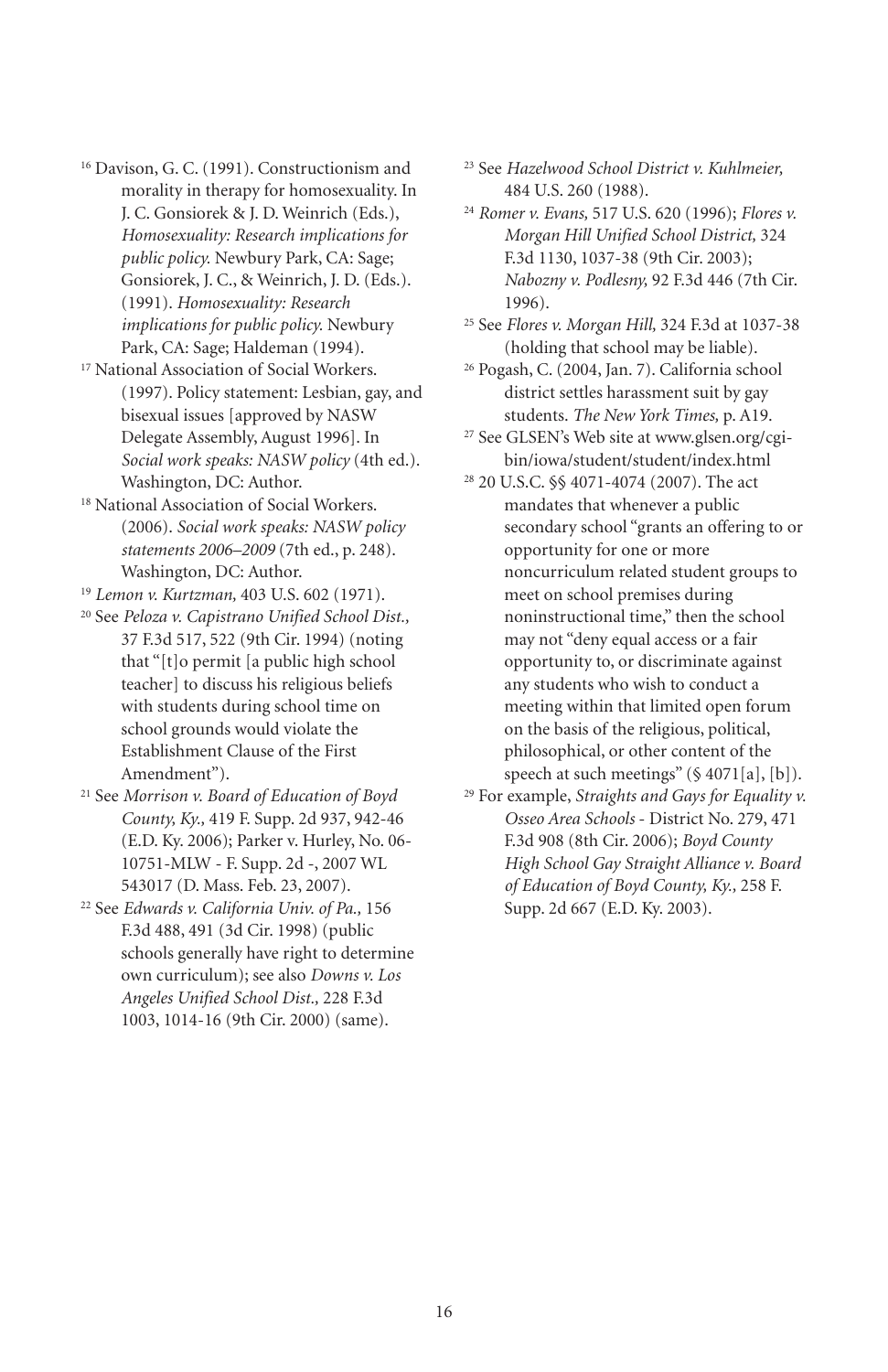[16] Davison, G. C. (1991). Constructionism and morality in therapy for homosexuality. In J. C. Gonsiorek & J. D. Weinrich (Eds.), *Homosexuality: Research implications for public policy.* Newbury Park, CA: Sage; Gonsiorek, J. C., & Weinrich, J. D. (Eds.). (1991). *Homosexuality: Research implications for public policy.* Newbury Park, CA: Sage; Haldeman (1994).

[17] National Association of Social Workers. (1997). Policy statement: Lesbian, gay, and bisexual issues [approved by NASW Delegate Assembly, August 1996]. In *Social work speaks: NASW policy* (4th ed.). Washington, DC: Author.

[18] National Association of Social Workers. (2006). *Social work speaks: NASW policy statements 2006–2009* (7th ed., p. 248). Washington, DC: Author.

[19] *Lemon v. Kurtzman,* 403 U.S. 602 (1971).

[20] See *Peloza v. Capistrano Unified School Dist.,* 37 F.3d 517, 522 (9th Cir. 1994) (noting that "[t]o permit [a public high school teacher] to discuss his religious beliefs with students during school time on school grounds would violate the Establishment Clause of the First Amendment").

[21] See *Morrison v. Board of Education of Boyd County, Ky.,* 419 F. Supp. 2d 937, 942-46 (E.D. Ky. 2006); Parker v. Hurley, No. 06-10751-MLW - F. Supp. 2d -, 2007 WL 543017 (D. Mass. Feb. 23, 2007).

[22] See *Edwards v. California Univ. of Pa.,* 156 F.3d 488, 491 (3d Cir. 1998) (public schools generally have right to determine own curriculum); see also *Downs v. Los Angeles Unified School Dist.,* 228 F.3d 1003, 1014-16 (9th Cir. 2000) (same).

[23] See *Hazelwood School District v. Kuhlmeier,* 484 U.S. 260 (1988).

[24] *Romer v. Evans,* 517 U.S. 620 (1996); *Flores v. Morgan Hill Unified School District,* 324 F.3d 1130, 1037-38 (9th Cir. 2003); *Nabozny v. Podlesny,* 92 F.3d 446 (7th Cir. 1996).

[25] See *Flores v. Morgan Hill,* 324 F.3d at 1037-38 (holding that school may be liable).

[26] Pogash, C. (2004, Jan. 7). California school district settles harassment suit by gay students. *The New York Times,* p. A19.

[27] See GLSEN's Web site at www.glsen.org/cgi-bin/iowa/student/student/index.html

[28] 20 U.S.C. §§ 4071-4074 (2007). The act mandates that whenever a public secondary school "grants an offering to or opportunity for one or more noncurriculum related student groups to meet on school premises during noninstructional time," then the school may not "deny equal access or a fair opportunity to, or discriminate against any students who wish to conduct a meeting within that limited open forum on the basis of the religious, political, philosophical, or other content of the speech at such meetings" (§ 4071[a], [b]).

[29] For example, *Straights and Gays for Equality v. Osseo Area Schools* - District No. 279, 471 F.3d 908 (8th Cir. 2006); *Boyd County High School Gay Straight Alliance v. Board of Education of Boyd County, Ky.,* 258 F. Supp. 2d 667 (E.D. Ky. 2003).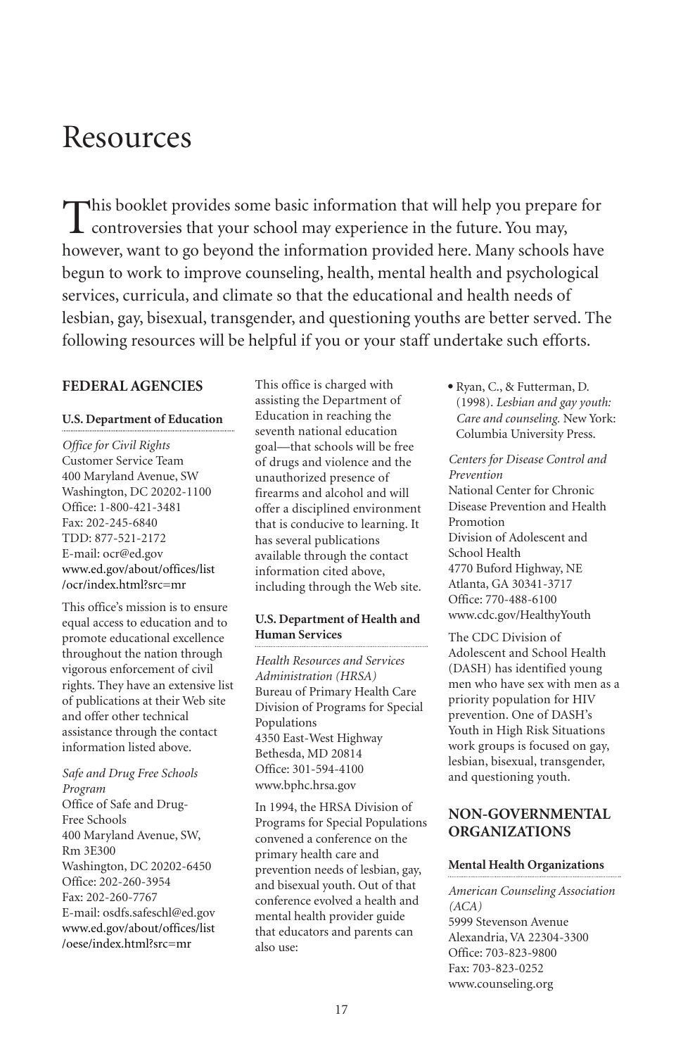# Resources

This booklet provides some basic information that will help you prepare for controversies that your school may experience in the future. You may, however, want to go beyond the information provided here. Many schools have begun to work to improve counseling, health, mental health and psychological services, curricula, and climate so that the educational and health needs of lesbian, gay, bisexual, transgender, and questioning youths are better served. The following resources will be helpful if you or your staff undertake such efforts.

## FEDERAL AGENCIES

### U.S. Department of Education

*Office for Civil Rights*
Customer Service Team
400 Maryland Avenue, SW
Washington, DC 20202-1100
Office: 1-800-421-3481
Fax: 202-245-6840
TDD: 877-521-2172
E-mail: ocr@ed.gov
www.ed.gov/about/offices/list/ocr/index.html?src=mr

This office's mission is to ensure equal access to education and to promote educational excellence throughout the nation through vigorous enforcement of civil rights. They have an extensive list of publications at their Web site and offer other technical assistance through the contact information listed above.

*Safe and Drug Free Schools Program*
Office of Safe and Drug-Free Schools
400 Maryland Avenue, SW, Rm 3E300
Washington, DC 20202-6450
Office: 202-260-3954
Fax: 202-260-7767
E-mail: osdfs.safeschl@ed.gov
www.ed.gov/about/offices/list/oese/index.html?src=mr

This office is charged with assisting the Department of Education in reaching the seventh national education goal—that schools will be free of drugs and violence and the unauthorized presence of firearms and alcohol and will offer a disciplined environment that is conducive to learning. It has several publications available through the contact information cited above, including through the Web site.

### U.S. Department of Health and Human Services

*Health Resources and Services Administration (HRSA)*
Bureau of Primary Health Care
Division of Programs for Special Populations
4350 East-West Highway
Bethesda, MD 20814
Office: 301-594-4100
www.bphc.hrsa.gov

In 1994, the HRSA Division of Programs for Special Populations convened a conference on the primary health care and prevention needs of lesbian, gay, and bisexual youth. Out of that conference evolved a health and mental health provider guide that educators and parents can also use:

- Ryan, C., & Futterman, D. (1998). *Lesbian and gay youth: Care and counseling.* New York: Columbia University Press.

*Centers for Disease Control and Prevention*
National Center for Chronic Disease Prevention and Health Promotion
Division of Adolescent and School Health
4770 Buford Highway, NE
Atlanta, GA 30341-3717
Office: 770-488-6100
www.cdc.gov/HealthyYouth

The CDC Division of Adolescent and School Health (DASH) has identified young men who have sex with men as a priority population for HIV prevention. One of DASH's Youth in High Risk Situations work groups is focused on gay, lesbian, bisexual, transgender, and questioning youth.

## NON-GOVERNMENTAL ORGANIZATIONS

### Mental Health Organizations

*American Counseling Association (ACA)*
5999 Stevenson Avenue
Alexandria, VA 22304-3300
Office: 703-823-9800
Fax: 703-823-0252
www.counseling.org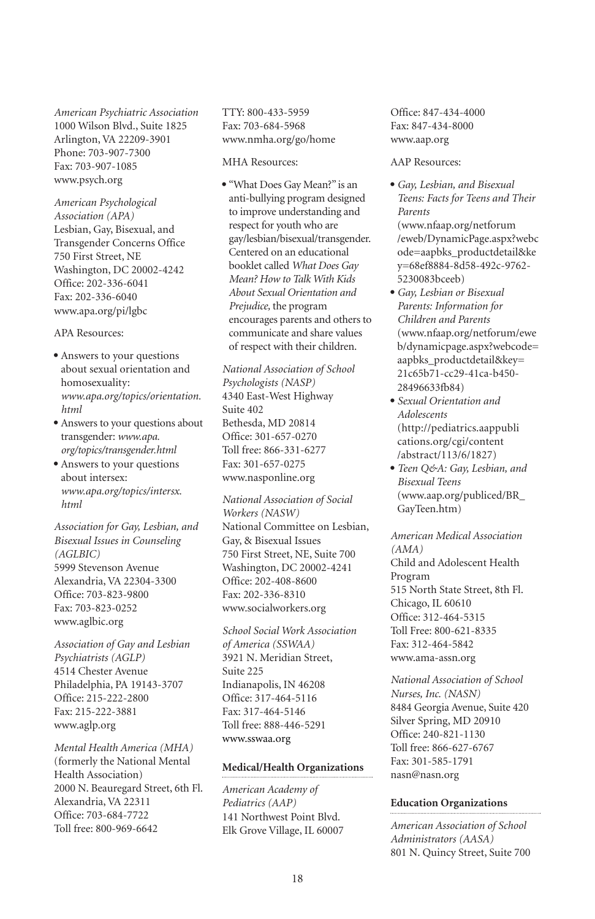*American Psychiatric Association*
1000 Wilson Blvd., Suite 1825
Arlington, VA 22209-3901
Phone: 703-907-7300
Fax: 703-907-1085
www.psych.org

*American Psychological Association (APA)*
Lesbian, Gay, Bisexual, and Transgender Concerns Office
750 First Street, NE
Washington, DC 20002-4242
Office: 202-336-6041
Fax: 202-336-6040
www.apa.org/pi/lgbc

APA Resources:

- Answers to your questions about sexual orientation and homosexuality: *www.apa.org/topics/orientation.html*
- Answers to your questions about transgender: *www.apa.org/topics/transgender.html*
- Answers to your questions about intersex: *www.apa.org/topics/intersx.html*

*Association for Gay, Lesbian, and Bisexual Issues in Counseling (AGLBIC)*
5999 Stevenson Avenue
Alexandria, VA 22304-3300
Office: 703-823-9800
Fax: 703-823-0252
www.aglbic.org

*Association of Gay and Lesbian Psychiatrists (AGLP)*
4514 Chester Avenue
Philadelphia, PA 19143-3707
Office: 215-222-2800
Fax: 215-222-3881
www.aglp.org

*Mental Health America (MHA)*
(formerly the National Mental Health Association)
2000 N. Beauregard Street, 6th Fl.
Alexandria, VA 22311
Office: 703-684-7722
Toll free: 800-969-6642
TTY: 800-433-5959
Fax: 703-684-5968
www.nmha.org/go/home

MHA Resources:

- "What Does Gay Mean?" is an anti-bullying program designed to improve understanding and respect for youth who are gay/lesbian/bisexual/transgender. Centered on an educational booklet called *What Does Gay Mean? How to Talk With Kids About Sexual Orientation and Prejudice,* the program encourages parents and others to communicate and share values of respect with their children.

*National Association of School Psychologists (NASP)*
4340 East-West Highway
Suite 402
Bethesda, MD 20814
Office: 301-657-0270
Toll free: 866-331-6277
Fax: 301-657-0275
www.nasponline.org

*National Association of Social Workers (NASW)*
National Committee on Lesbian, Gay, & Bisexual Issues
750 First Street, NE, Suite 700
Washington, DC 20002-4241
Office: 202-408-8600
Fax: 202-336-8310
www.socialworkers.org

*School Social Work Association of America (SSWAA)*
3921 N. Meridian Street, Suite 225
Indianapolis, IN 46208
Office: 317-464-5116
Fax: 317-464-5146
Toll free: 888-446-5291
www.sswaa.org

### Medical/Health Organizations

*American Academy of Pediatrics (AAP)*
141 Northwest Point Blvd.
Elk Grove Village, IL 60007
Office: 847-434-4000
Fax: 847-434-8000
www.aap.org

AAP Resources:

- *Gay, Lesbian, and Bisexual Teens: Facts for Teens and Their Parents* (www.nfaap.org/netforum/eweb/DynamicPage.aspx?webcode=aapbks_productdetail&key=68ef8884-8d58-492c-9762-5230083bceeb)
- *Gay, Lesbian or Bisexual Parents: Information for Children and Parents* (www.nfaap.org/netforum/eweb/dynamicpage.aspx?webcode=aapbks_productdetail&key=21c65b71-cc29-41ca-b450-28496633fb84)
- *Sexual Orientation and Adolescents* (http://pediatrics.aappublications.org/cgi/content/abstract/113/6/1827)
- *Teen Q&A: Gay, Lesbian, and Bisexual Teens* (www.aap.org/publiced/BR_GayTeen.htm)

*American Medical Association (AMA)*
Child and Adolescent Health Program
515 North State Street, 8th Fl.
Chicago, IL 60610
Office: 312-464-5315
Toll Free: 800-621-8335
Fax: 312-464-5842
www.ama-assn.org

*National Association of School Nurses, Inc. (NASN)*
8484 Georgia Avenue, Suite 420
Silver Spring, MD 20910
Office: 240-821-1130
Toll free: 866-627-6767
Fax: 301-585-1791
nasn@nasn.org

### Education Organizations

*American Association of School Administrators (AASA)*
801 N. Quincy Street, Suite 700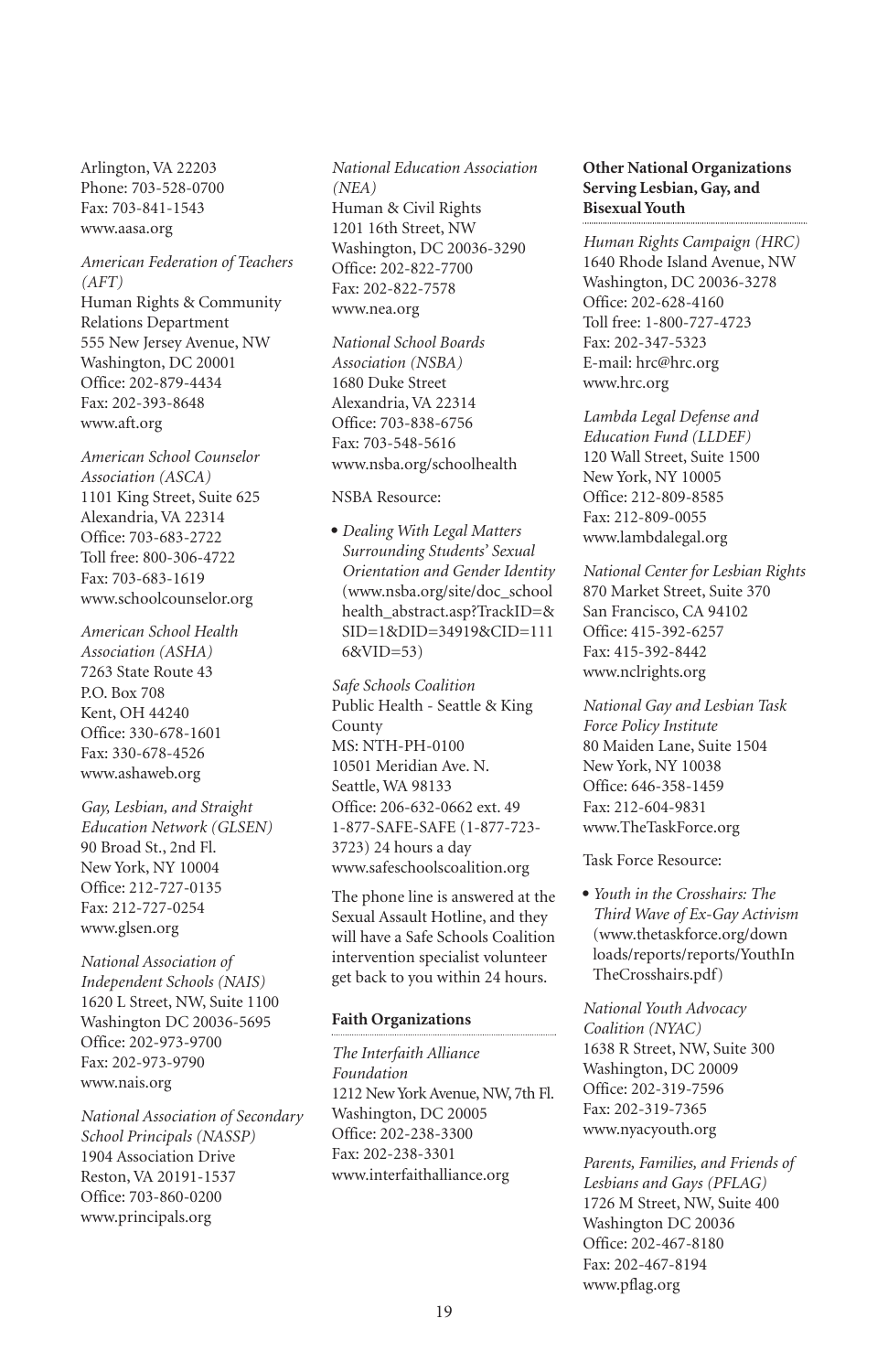Arlington, VA 22203
Phone: 703-528-0700
Fax: 703-841-1543
www.aasa.org

*American Federation of Teachers (AFT)*
Human Rights & Community Relations Department
555 New Jersey Avenue, NW
Washington, DC 20001
Office: 202-879-4434
Fax: 202-393-8648
www.aft.org

*American School Counselor Association (ASCA)*
1101 King Street, Suite 625
Alexandria, VA 22314
Office: 703-683-2722
Toll free: 800-306-4722
Fax: 703-683-1619
www.schoolcounselor.org

*American School Health Association (ASHA)*
7263 State Route 43
P.O. Box 708
Kent, OH 44240
Office: 330-678-1601
Fax: 330-678-4526
www.ashaweb.org

*Gay, Lesbian, and Straight Education Network (GLSEN)*
90 Broad St., 2nd Fl.
New York, NY 10004
Office: 212-727-0135
Fax: 212-727-0254
www.glsen.org

*National Association of Independent Schools (NAIS)*
1620 L Street, NW, Suite 1100
Washington DC 20036-5695
Office: 202-973-9700
Fax: 202-973-9790
www.nais.org

*National Association of Secondary School Principals (NASSP)*
1904 Association Drive
Reston, VA 20191-1537
Office: 703-860-0200
www.principals.org

*National Education Association (NEA)*
Human & Civil Rights
1201 16th Street, NW
Washington, DC 20036-3290
Office: 202-822-7700
Fax: 202-822-7578
www.nea.org

*National School Boards Association (NSBA)*
1680 Duke Street
Alexandria, VA 22314
Office: 703-838-6756
Fax: 703-548-5616
www.nsba.org/schoolhealth

NSBA Resource:

- *Dealing With Legal Matters Surrounding Students' Sexual Orientation and Gender Identity* (www.nsba.org/site/doc_schoolhealth_abstract.asp?TrackID=&SID=1&DID=34919&CID=1116&VID=53)

*Safe Schools Coalition*
Public Health - Seattle & King County
MS: NTH-PH-0100
10501 Meridian Ave. N.
Seattle, WA 98133
Office: 206-632-0662 ext. 49
1-877-SAFE-SAFE (1-877-723-3723) 24 hours a day
www.safeschoolscoalition.org

The phone line is answered at the Sexual Assault Hotline, and they will have a Safe Schools Coalition intervention specialist volunteer get back to you within 24 hours.

### Faith Organizations

*The Interfaith Alliance Foundation*
1212 New York Avenue, NW, 7th Fl.
Washington, DC 20005
Office: 202-238-3300
Fax: 202-238-3301
www.interfaithalliance.org

### Other National Organizations Serving Lesbian, Gay, and Bisexual Youth

*Human Rights Campaign (HRC)*
1640 Rhode Island Avenue, NW
Washington, DC 20036-3278
Office: 202-628-4160
Toll free: 1-800-727-4723
Fax: 202-347-5323
E-mail: hrc@hrc.org
www.hrc.org

*Lambda Legal Defense and Education Fund (LLDEF)*
120 Wall Street, Suite 1500
New York, NY 10005
Office: 212-809-8585
Fax: 212-809-0055
www.lambdalegal.org

*National Center for Lesbian Rights*
870 Market Street, Suite 370
San Francisco, CA 94102
Office: 415-392-6257
Fax: 415-392-8442
www.nclrights.org

*National Gay and Lesbian Task Force Policy Institute*
80 Maiden Lane, Suite 1504
New York, NY 10038
Office: 646-358-1459
Fax: 212-604-9831
www.TheTaskForce.org

Task Force Resource:

- *Youth in the Crosshairs: The Third Wave of Ex-Gay Activism* (www.thetaskforce.org/downloads/reports/reports/YouthInTheCrosshairs.pdf)

*National Youth Advocacy Coalition (NYAC)*
1638 R Street, NW, Suite 300
Washington, DC 20009
Office: 202-319-7596
Fax: 202-319-7365
www.nyacyouth.org

*Parents, Families, and Friends of Lesbians and Gays (PFLAG)*
1726 M Street, NW, Suite 400
Washington DC 20036
Office: 202-467-8180
Fax: 202-467-8194
www.pflag.org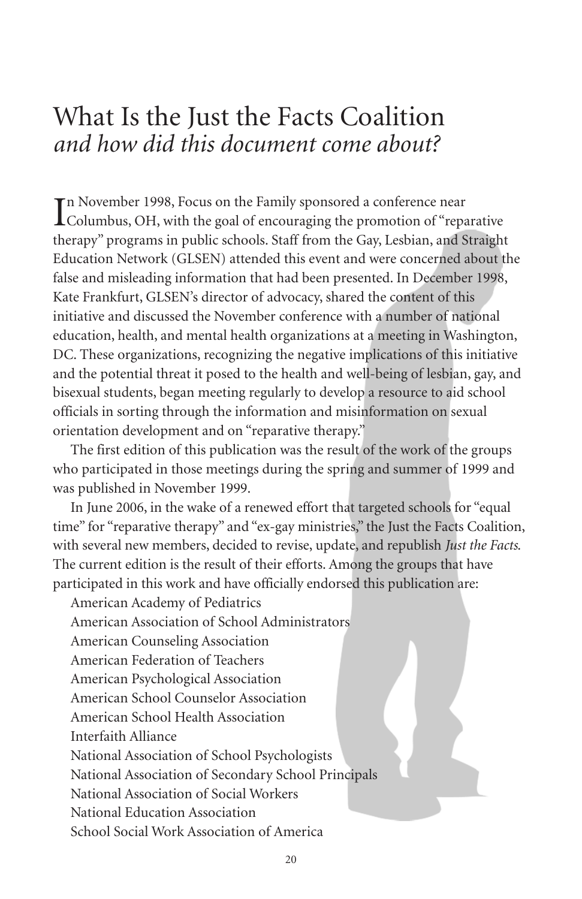# What Is the Just the Facts Coalition *and how did this document come about?*

In November 1998, Focus on the Family sponsored a conference near Columbus, OH, with the goal of encouraging the promotion of "reparative therapy" programs in public schools. Staff from the Gay, Lesbian, and Straight Education Network (GLSEN) attended this event and were concerned about the false and misleading information that had been presented. In December 1998, Kate Frankfurt, GLSEN's director of advocacy, shared the content of this initiative and discussed the November conference with a number of national education, health, and mental health organizations at a meeting in Washington, DC. These organizations, recognizing the negative implications of this initiative and the potential threat it posed to the health and well-being of lesbian, gay, and bisexual students, began meeting regularly to develop a resource to aid school officials in sorting through the information and misinformation on sexual orientation development and on "reparative therapy."

The first edition of this publication was the result of the work of the groups who participated in those meetings during the spring and summer of 1999 and was published in November 1999.

In June 2006, in the wake of a renewed effort that targeted schools for "equal time" for "reparative therapy" and "ex-gay ministries," the Just the Facts Coalition, with several new members, decided to revise, update, and republish *Just the Facts*. The current edition is the result of their efforts. Among the groups that have participated in this work and have officially endorsed this publication are:

American Academy of Pediatrics
American Association of School Administrators
American Counseling Association
American Federation of Teachers
American Psychological Association
American School Counselor Association
American School Health Association
Interfaith Alliance
National Association of School Psychologists
National Association of Secondary School Principals
National Association of Social Workers
National Education Association
School Social Work Association of America